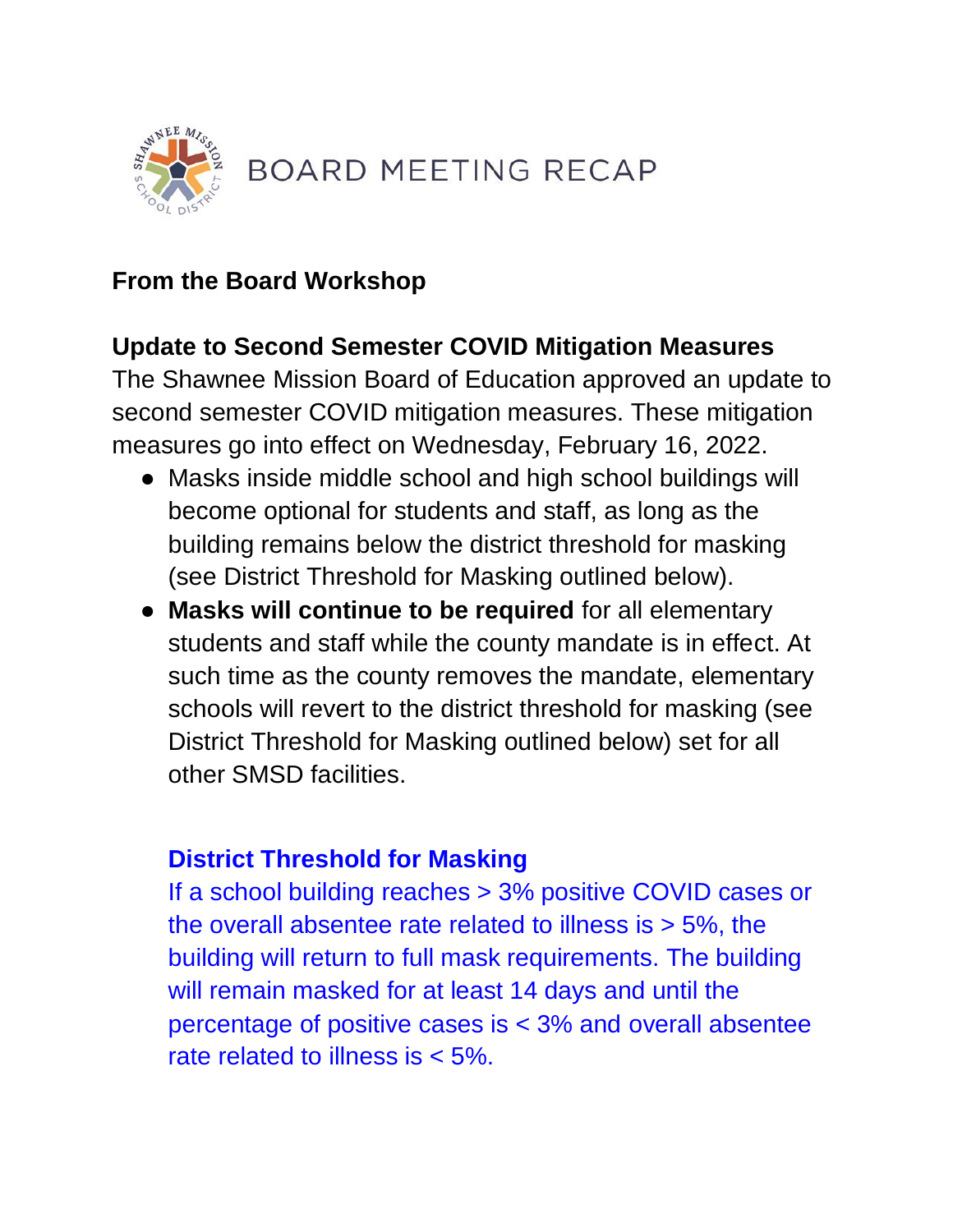# BOARD MEETING RECAP

**From the Board Workshop**

**Update to Second Semester COVID Mitigation Measures**

The Shawnee Mission Board of Education approved an update to second semester COVID mitigation measures. These mitigation measures go into effect on Wednesday, February 16, 2022.

- Masks inside middle school and high school buildings will become optional for students and staff, as long as the building remains below the district threshold for masking (see District Threshold for Masking outlined below).
- **Masks will continue to be required** for all elementary students and staff while the county mandate is in effect. At such time as the county removes the mandate, elementary schools will revert to the district threshold for masking (see District Threshold for Masking outlined below) set for all other SMSD facilities.

**District Threshold for Masking**

If a school building reaches > 3% positive COVID cases or the overall absentee rate related to illness is > 5%, the building will return to full mask requirements. The building will remain masked for at least 14 days and until the percentage of positive cases is < 3% and overall absentee rate related to illness is < 5%.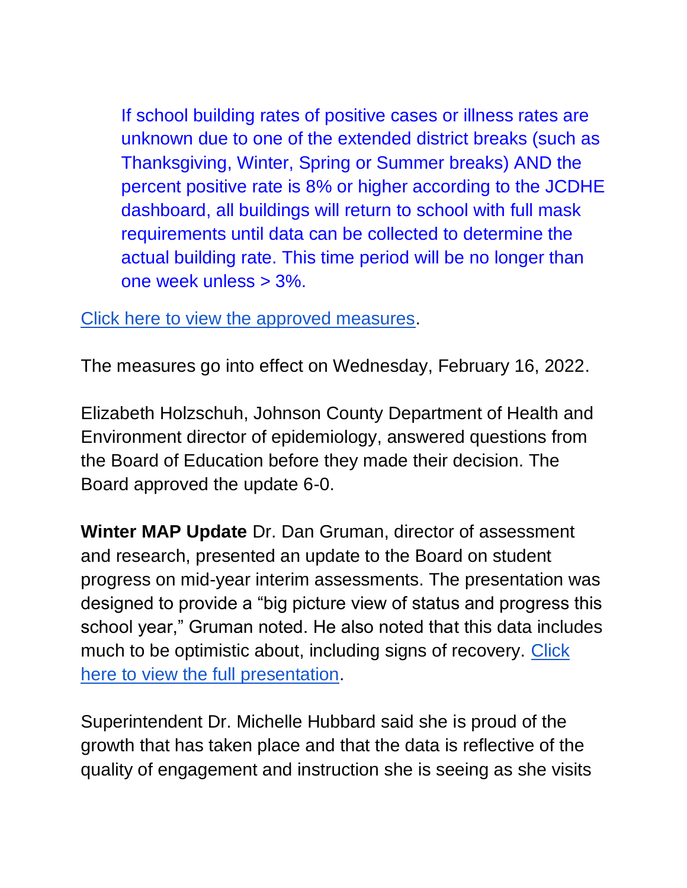> If school building rates of positive cases or illness rates are unknown due to one of the extended district breaks (such as Thanksgiving, Winter, Spring or Summer breaks) AND the percent positive rate is 8% or higher according to the JCDHE dashboard, all buildings will return to school with full mask requirements until data can be collected to determine the actual building rate. This time period will be no longer than one week unless > 3%.

Click here to view the approved measures.

The measures go into effect on Wednesday, February 16, 2022.

Elizabeth Holzschuh, Johnson County Department of Health and Environment director of epidemiology, answered questions from the Board of Education before they made their decision. The Board approved the update 6-0.

**Winter MAP Update** Dr. Dan Gruman, director of assessment and research, presented an update to the Board on student progress on mid-year interim assessments. The presentation was designed to provide a "big picture view of status and progress this school year," Gruman noted. He also noted that this data includes much to be optimistic about, including signs of recovery. Click here to view the full presentation.

Superintendent Dr. Michelle Hubbard said she is proud of the growth that has taken place and that the data is reflective of the quality of engagement and instruction she is seeing as she visits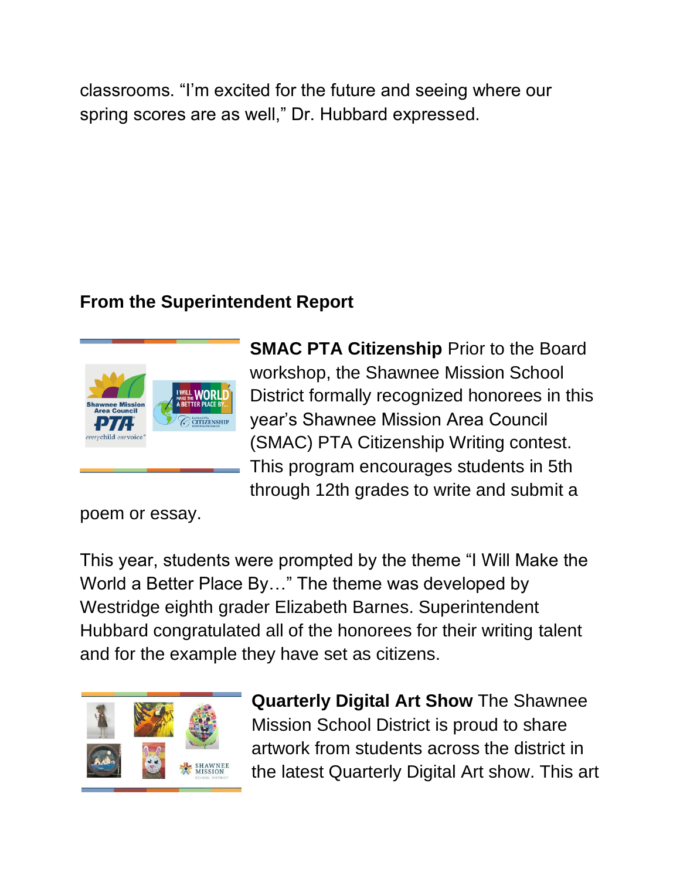classrooms. "I'm excited for the future and seeing where our spring scores are as well," Dr. Hubbard expressed.

## From the Superintendent Report

**SMAC PTA Citizenship** Prior to the Board workshop, the Shawnee Mission School District formally recognized honorees in this year's Shawnee Mission Area Council (SMAC) PTA Citizenship Writing contest. This program encourages students in 5th through 12th grades to write and submit a poem or essay.

This year, students were prompted by the theme "I Will Make the World a Better Place By…" The theme was developed by Westridge eighth grader Elizabeth Barnes. Superintendent Hubbard congratulated all of the honorees for their writing talent and for the example they have set as citizens.

**Quarterly Digital Art Show** The Shawnee Mission School District is proud to share artwork from students across the district in the latest Quarterly Digital Art show. This art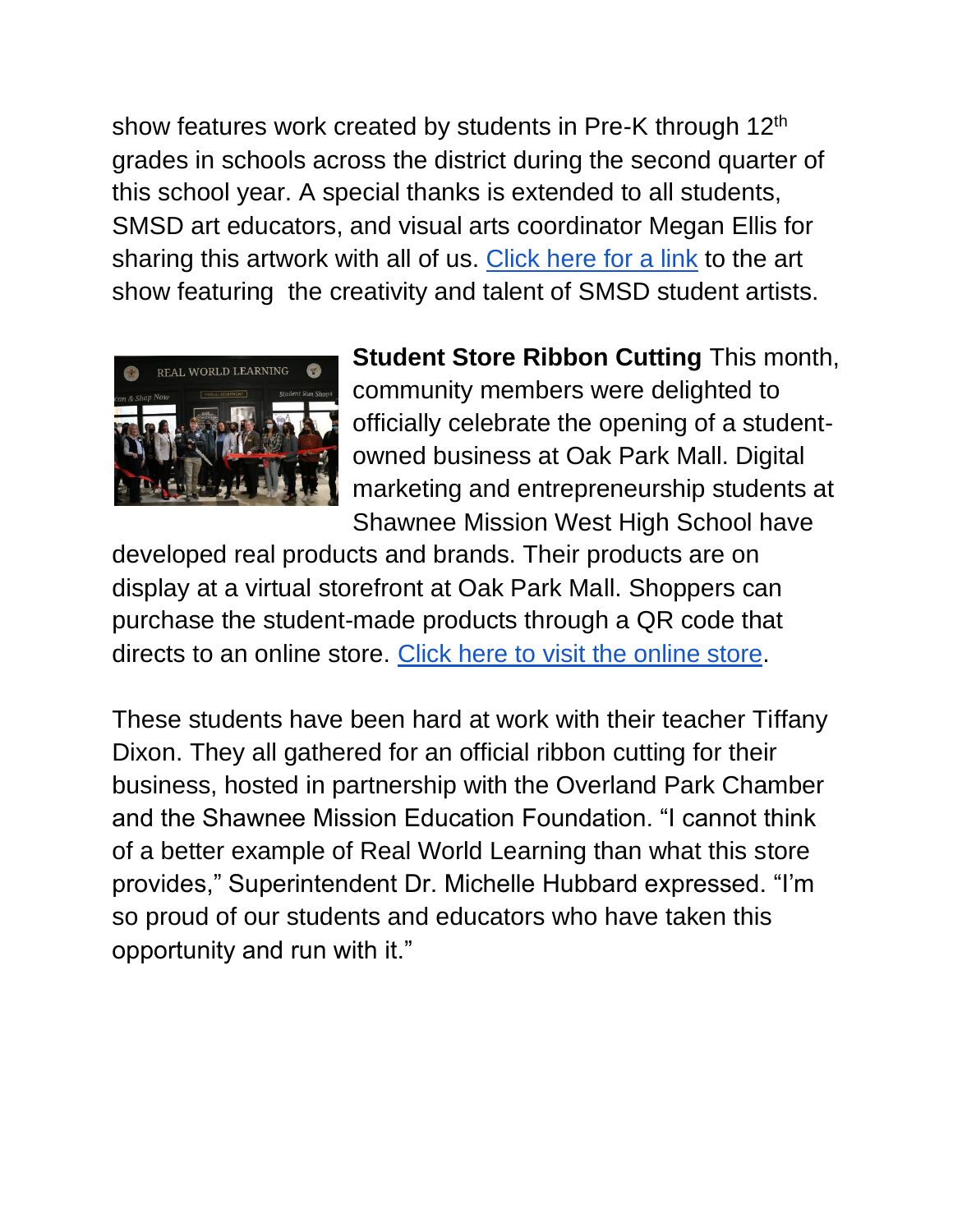show features work created by students in Pre-K through 12th grades in schools across the district during the second quarter of this school year. A special thanks is extended to all students, SMSD art educators, and visual arts coordinator Megan Ellis for sharing this artwork with all of us. Click here for a link to the art show featuring  the creativity and talent of SMSD student artists.

**Student Store Ribbon Cutting** This month, community members were delighted to officially celebrate the opening of a student-owned business at Oak Park Mall. Digital marketing and entrepreneurship students at Shawnee Mission West High School have developed real products and brands. Their products are on display at a virtual storefront at Oak Park Mall. Shoppers can purchase the student-made products through a QR code that directs to an online store. Click here to visit the online store.

These students have been hard at work with their teacher Tiffany Dixon. They all gathered for an official ribbon cutting for their business, hosted in partnership with the Overland Park Chamber and the Shawnee Mission Education Foundation. “I cannot think of a better example of Real World Learning than what this store provides,” Superintendent Dr. Michelle Hubbard expressed. “I’m so proud of our students and educators who have taken this opportunity and run with it.”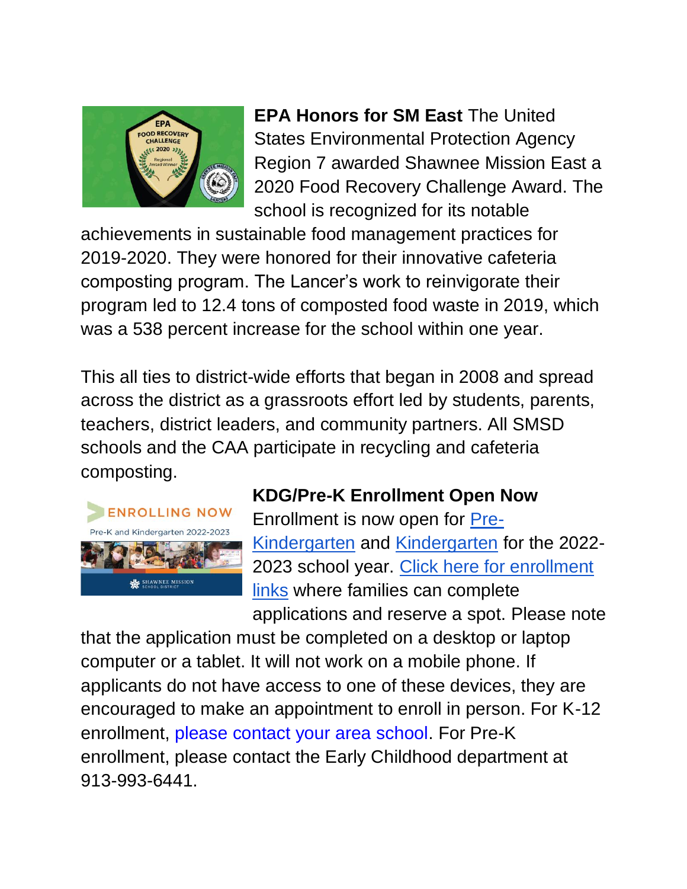**EPA Honors for SM East** The United States Environmental Protection Agency Region 7 awarded Shawnee Mission East a 2020 Food Recovery Challenge Award. The school is recognized for its notable achievements in sustainable food management practices for 2019-2020. They were honored for their innovative cafeteria composting program. The Lancer's work to reinvigorate their program led to 12.4 tons of composted food waste in 2019, which was a 538 percent increase for the school within one year.

This all ties to district-wide efforts that began in 2008 and spread across the district as a grassroots effort led by students, parents, teachers, district leaders, and community partners. All SMSD schools and the CAA participate in recycling and cafeteria composting.

**KDG/Pre-K Enrollment Open Now** Enrollment is now open for Pre-Kindergarten and Kindergarten for the 2022-2023 school year. Click here for enrollment links where families can complete applications and reserve a spot. Please note that the application must be completed on a desktop or laptop computer or a tablet. It will not work on a mobile phone. If applicants do not have access to one of these devices, they are encouraged to make an appointment to enroll in person. For K-12 enrollment, please contact your area school. For Pre-K enrollment, please contact the Early Childhood department at 913-993-6441.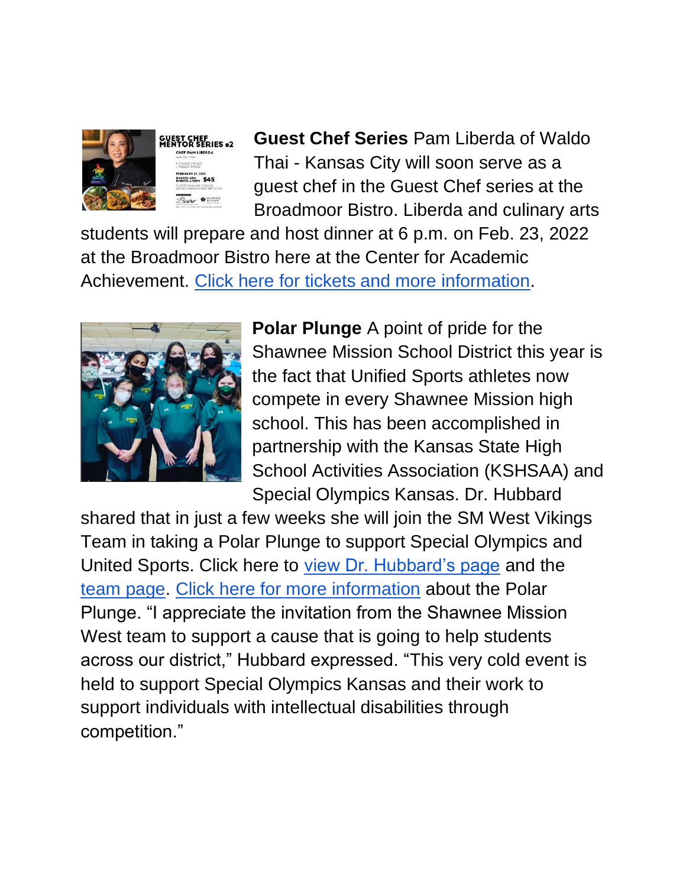**Guest Chef Series** Pam Liberda of Waldo Thai - Kansas City will soon serve as a guest chef in the Guest Chef series at the Broadmoor Bistro. Liberda and culinary arts students will prepare and host dinner at 6 p.m. on Feb. 23, 2022 at the Broadmoor Bistro here at the Center for Academic Achievement. Click here for tickets and more information.

**Polar Plunge** A point of pride for the Shawnee Mission School District this year is the fact that Unified Sports athletes now compete in every Shawnee Mission high school. This has been accomplished in partnership with the Kansas State High School Activities Association (KSHSAA) and Special Olympics Kansas. Dr. Hubbard shared that in just a few weeks she will join the SM West Vikings Team in taking a Polar Plunge to support Special Olympics and United Sports. Click here to view Dr. Hubbard's page and the team page. Click here for more information about the Polar Plunge. "I appreciate the invitation from the Shawnee Mission West team to support a cause that is going to help students across our district," Hubbard expressed. "This very cold event is held to support Special Olympics Kansas and their work to support individuals with intellectual disabilities through competition."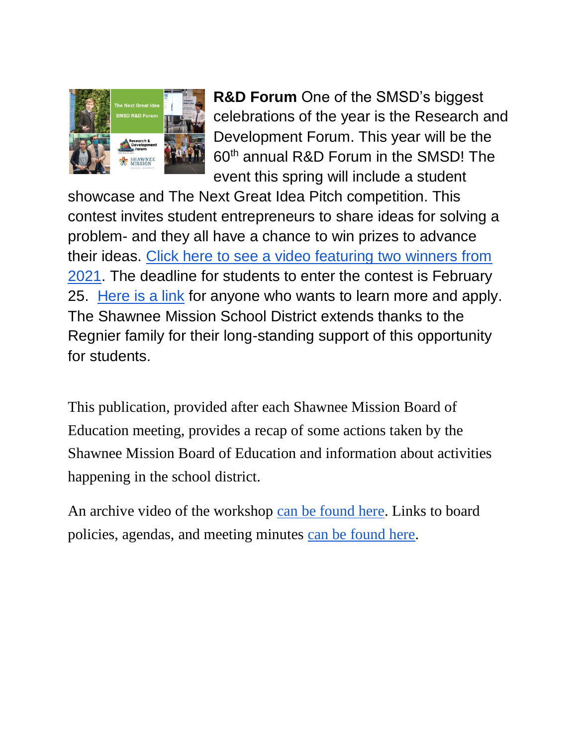**R&D Forum** One of the SMSD's biggest celebrations of the year is the Research and Development Forum. This year will be the 60th annual R&D Forum in the SMSD! The event this spring will include a student showcase and The Next Great Idea Pitch competition. This contest invites student entrepreneurs to share ideas for solving a problem- and they all have a chance to win prizes to advance their ideas. Click here to see a video featuring two winners from 2021. The deadline for students to enter the contest is February 25. Here is a link for anyone who wants to learn more and apply. The Shawnee Mission School District extends thanks to the Regnier family for their long-standing support of this opportunity for students.

This publication, provided after each Shawnee Mission Board of Education meeting, provides a recap of some actions taken by the Shawnee Mission Board of Education and information about activities happening in the school district.

An archive video of the workshop can be found here. Links to board policies, agendas, and meeting minutes can be found here.